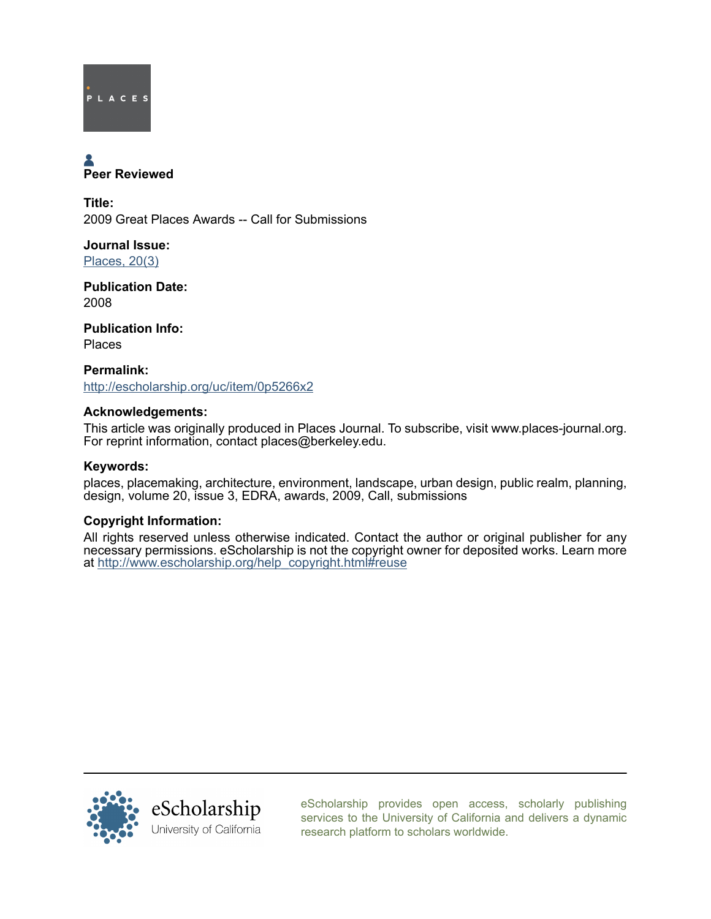PLACES

**Peer Reviewed**

**Title:**
2009 Great Places Awards -- Call for Submissions

**Journal Issue:**
[Places, 20(3)](http://escholarship.org/uc/ced_places?volume=20;issue=3)

**Publication Date:**
2008

**Publication Info:**
Places

**Permalink:**
[http://escholarship.org/uc/item/0p5266x2](http://escholarship.org/uc/item/0p5266x2)

**Acknowledgements:**
This article was originally produced in Places Journal. To subscribe, visit www.places-journal.org. For reprint information, contact places@berkeley.edu.

**Keywords:**
places, placemaking, architecture, environment, landscape, urban design, public realm, planning, design, volume 20, issue 3, EDRA, awards, 2009, Call, submissions

**Copyright Information:**
All rights reserved unless otherwise indicated. Contact the author or original publisher for any necessary permissions. eScholarship is not the copyright owner for deposited works. Learn more at [http://www.escholarship.org/help_copyright.html#reuse](http://www.escholarship.org/help_copyright.html#reuse)

eScholarship
University of California

eScholarship provides open access, scholarly publishing services to the University of California and delivers a dynamic research platform to scholars worldwide.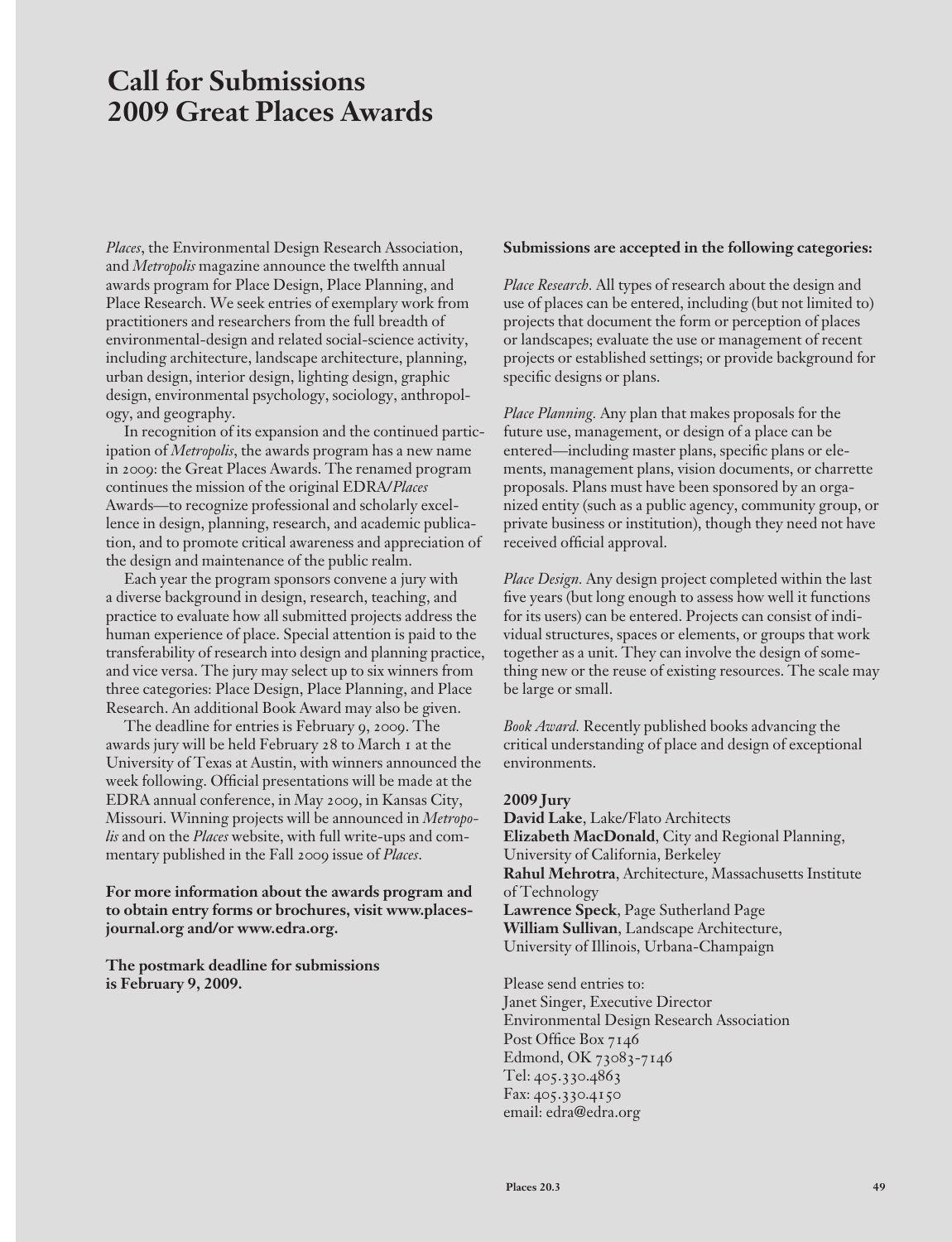# Call for Submissions
# 2009 Great Places Awards

*Places*, the Environmental Design Research Association, and *Metropolis* magazine announce the twelfth annual awards program for Place Design, Place Planning, and Place Research. We seek entries of exemplary work from practitioners and researchers from the full breadth of environmental-design and related social-science activity, including architecture, landscape architecture, planning, urban design, interior design, lighting design, graphic design, environmental psychology, sociology, anthropology, and geography.

In recognition of its expansion and the continued participation of *Metropolis*, the awards program has a new name in 2009: the Great Places Awards. The renamed program continues the mission of the original EDRA/*Places* Awards—to recognize professional and scholarly excellence in design, planning, research, and academic publication, and to promote critical awareness and appreciation of the design and maintenance of the public realm.

Each year the program sponsors convene a jury with a diverse background in design, research, teaching, and practice to evaluate how all submitted projects address the human experience of place. Special attention is paid to the transferability of research into design and planning practice, and vice versa. The jury may select up to six winners from three categories: Place Design, Place Planning, and Place Research. An additional Book Award may also be given.

The deadline for entries is February 9, 2009. The awards jury will be held February 28 to March 1 at the University of Texas at Austin, with winners announced the week following. Official presentations will be made at the EDRA annual conference, in May 2009, in Kansas City, Missouri. Winning projects will be announced in *Metropolis* and on the *Places* website, with full write-ups and commentary published in the Fall 2009 issue of *Places*.

**For more information about the awards program and to obtain entry forms or brochures, visit www.placesjournal.org and/or www.edra.org.**

**The postmark deadline for submissions is February 9, 2009.**

**Submissions are accepted in the following categories:**

*Place Research.* All types of research about the design and use of places can be entered, including (but not limited to) projects that document the form or perception of places or landscapes; evaluate the use or management of recent projects or established settings; or provide background for specific designs or plans.

*Place Planning.* Any plan that makes proposals for the future use, management, or design of a place can be entered—including master plans, specific plans or elements, management plans, vision documents, or charrette proposals. Plans must have been sponsored by an organized entity (such as a public agency, community group, or private business or institution), though they need not have received official approval.

*Place Design.* Any design project completed within the last five years (but long enough to assess how well it functions for its users) can be entered. Projects can consist of individual structures, spaces or elements, or groups that work together as a unit. They can involve the design of something new or the reuse of existing resources. The scale may be large or small.

*Book Award.* Recently published books advancing the critical understanding of place and design of exceptional environments.

**2009 Jury**

**David Lake**, Lake/Flato Architects
**Elizabeth MacDonald**, City and Regional Planning, University of California, Berkeley
**Rahul Mehrotra**, Architecture, Massachusetts Institute of Technology
**Lawrence Speck**, Page Sutherland Page
**William Sullivan**, Landscape Architecture, University of Illinois, Urbana-Champaign

Please send entries to:
Janet Singer, Executive Director
Environmental Design Research Association
Post Office Box 7146
Edmond, OK 73083-7146
Tel: 405.330.4863
Fax: 405.330.4150
email: edra@edra.org